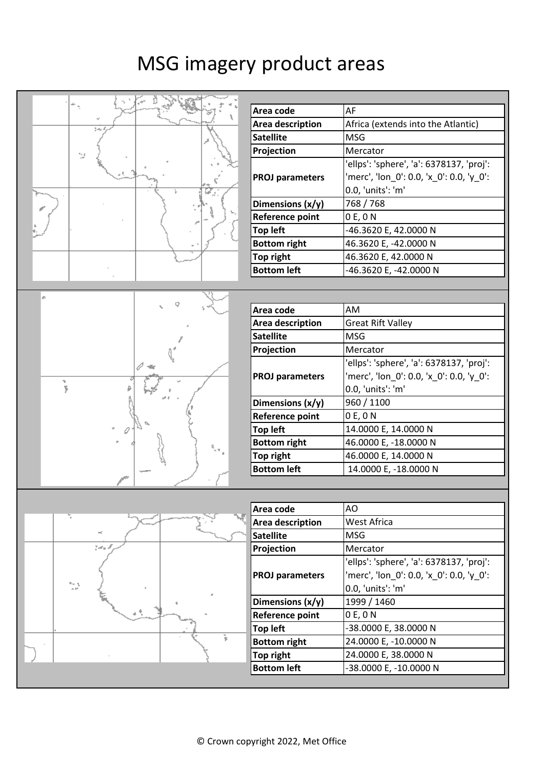# MSG imagery product areas

| Area code | AF |
| --- | --- |
| Area description | Africa (extends into the Atlantic) |
| Satellite | MSG |
| Projection | Mercator |
| PROJ parameters | 'ellps': 'sphere', 'a': 6378137, 'proj': 'merc', 'lon_0': 0.0, 'x_0': 0.0, 'y_0': 0.0, 'units': 'm' |
| Dimensions (x/y) | 768 / 768 |
| Reference point | 0 E, 0 N |
| Top left | -46.3620 E, 42.0000 N |
| Bottom right | 46.3620 E, -42.0000 N |
| Top right | 46.3620 E, 42.0000 N |
| Bottom left | -46.3620 E, -42.0000 N |

| Area code | AM |
| --- | --- |
| Area description | Great Rift Valley |
| Satellite | MSG |
| Projection | Mercator |
| PROJ parameters | 'ellps': 'sphere', 'a': 6378137, 'proj': 'merc', 'lon_0': 0.0, 'x_0': 0.0, 'y_0': 0.0, 'units': 'm' |
| Dimensions (x/y) | 960 / 1100 |
| Reference point | 0 E, 0 N |
| Top left | 14.0000 E, 14.0000 N |
| Bottom right | 46.0000 E, -18.0000 N |
| Top right | 46.0000 E, 14.0000 N |
| Bottom left | 14.0000 E, -18.0000 N |

| Area code | AO |
| --- | --- |
| Area description | West Africa |
| Satellite | MSG |
| Projection | Mercator |
| PROJ parameters | 'ellps': 'sphere', 'a': 6378137, 'proj': 'merc', 'lon_0': 0.0, 'x_0': 0.0, 'y_0': 0.0, 'units': 'm' |
| Dimensions (x/y) | 1999 / 1460 |
| Reference point | 0 E, 0 N |
| Top left | -38.0000 E, 38.0000 N |
| Bottom right | 24.0000 E, -10.0000 N |
| Top right | 24.0000 E, 38.0000 N |
| Bottom left | -38.0000 E, -10.0000 N |

© Crown copyright 2022, Met Office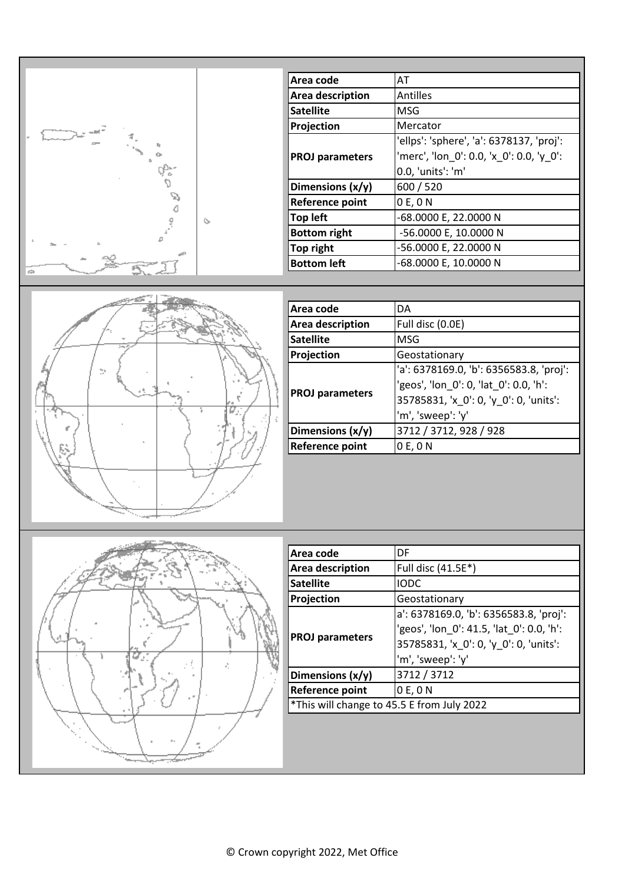| Area code | AT |
| --- | --- |
| Area description | Antilles |
| Satellite | MSG |
| Projection | Mercator |
| PROJ parameters | 'ellps': 'sphere', 'a': 6378137, 'proj': 'merc', 'lon_0': 0.0, 'x_0': 0.0, 'y_0': 0.0, 'units': 'm' |
| Dimensions (x/y) | 600 / 520 |
| Reference point | 0 E, 0 N |
| Top left | -68.0000 E, 22.0000 N |
| Bottom right | -56.0000 E, 10.0000 N |
| Top right | -56.0000 E, 22.0000 N |
| Bottom left | -68.0000 E, 10.0000 N |

| Area code | DA |
| --- | --- |
| Area description | Full disc (0.0E) |
| Satellite | MSG |
| Projection | Geostationary |
| PROJ parameters | 'a': 6378169.0, 'b': 6356583.8, 'proj': 'geos', 'lon_0': 0, 'lat_0': 0.0, 'h': 35785831, 'x_0': 0, 'y_0': 0, 'units': 'm', 'sweep': 'y' |
| Dimensions (x/y) | 3712 / 3712, 928 / 928 |
| Reference point | 0 E, 0 N |

| Area code | DF |
| --- | --- |
| Area description | Full disc (41.5E*) |
| Satellite | IODC |
| Projection | Geostationary |
| PROJ parameters | a': 6378169.0, 'b': 6356583.8, 'proj': 'geos', 'lon_0': 41.5, 'lat_0': 0.0, 'h': 35785831, 'x_0': 0, 'y_0': 0, 'units': 'm', 'sweep': 'y' |
| Dimensions (x/y) | 3712 / 3712 |
| Reference point | 0 E, 0 N |
| *This will change to 45.5 E from July 2022 | |

© Crown copyright 2022, Met Office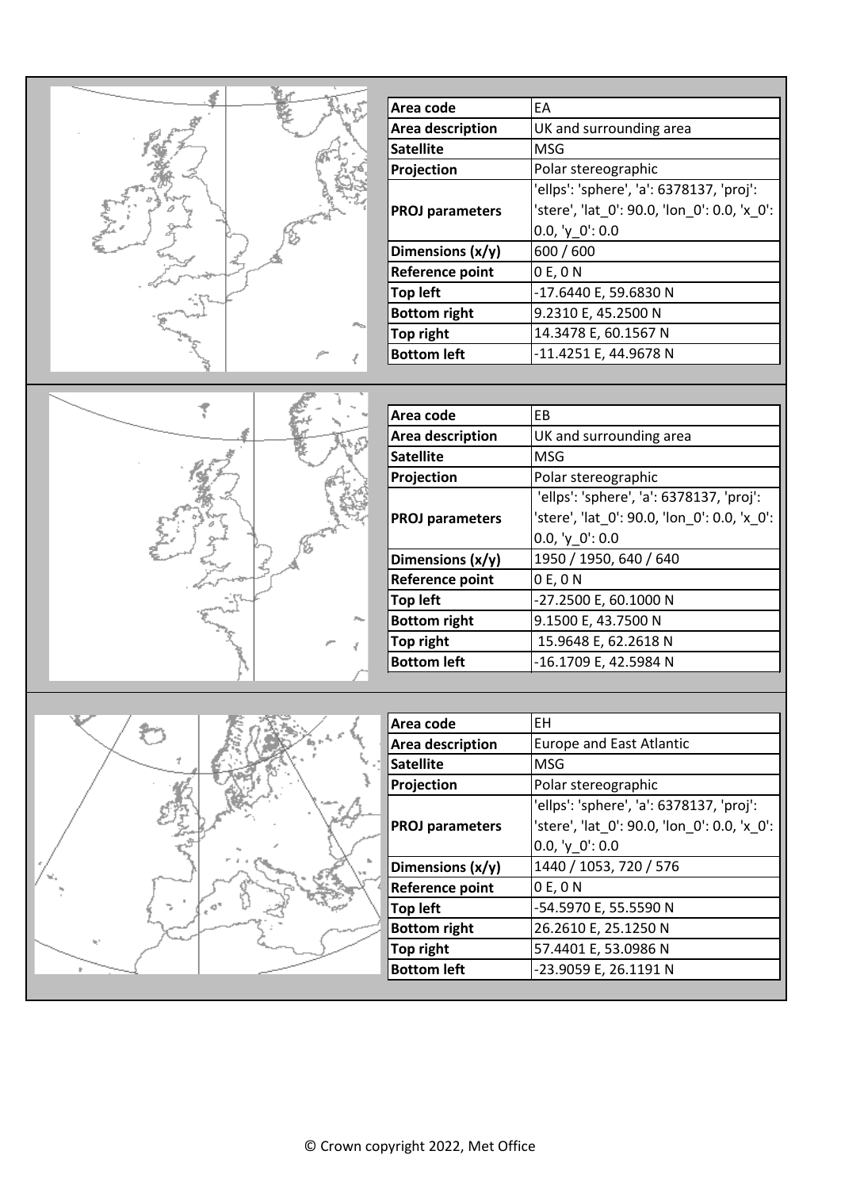| Area code | EA |
| --- | --- |
| Area description | UK and surrounding area |
| Satellite | MSG |
| Projection | Polar stereographic |
| PROJ parameters | 'ellps': 'sphere', 'a': 6378137, 'proj': 'stere', 'lat_0': 90.0, 'lon_0': 0.0, 'x_0': 0.0, 'y_0': 0.0 |
| Dimensions (x/y) | 600 / 600 |
| Reference point | 0 E, 0 N |
| Top left | -17.6440 E, 59.6830 N |
| Bottom right | 9.2310 E, 45.2500 N |
| Top right | 14.3478 E, 60.1567 N |
| Bottom left | -11.4251 E, 44.9678 N |

| Area code | EB |
| --- | --- |
| Area description | UK and surrounding area |
| Satellite | MSG |
| Projection | Polar stereographic |
| PROJ parameters | 'ellps': 'sphere', 'a': 6378137, 'proj': 'stere', 'lat_0': 90.0, 'lon_0': 0.0, 'x_0': 0.0, 'y_0': 0.0 |
| Dimensions (x/y) | 1950 / 1950, 640 / 640 |
| Reference point | 0 E, 0 N |
| Top left | -27.2500 E, 60.1000 N |
| Bottom right | 9.1500 E, 43.7500 N |
| Top right | 15.9648 E, 62.2618 N |
| Bottom left | -16.1709 E, 42.5984 N |

| Area code | EH |
| --- | --- |
| Area description | Europe and East Atlantic |
| Satellite | MSG |
| Projection | Polar stereographic |
| PROJ parameters | 'ellps': 'sphere', 'a': 6378137, 'proj': 'stere', 'lat_0': 90.0, 'lon_0': 0.0, 'x_0': 0.0, 'y_0': 0.0 |
| Dimensions (x/y) | 1440 / 1053, 720 / 576 |
| Reference point | 0 E, 0 N |
| Top left | -54.5970 E, 55.5590 N |
| Bottom right | 26.2610 E, 25.1250 N |
| Top right | 57.4401 E, 53.0986 N |
| Bottom left | -23.9059 E, 26.1191 N |

© Crown copyright 2022, Met Office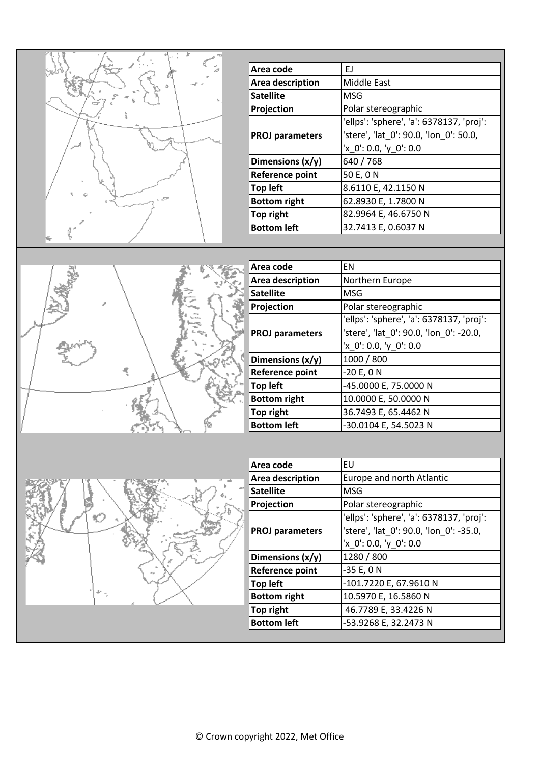| Area code | EJ |
| --- | --- |
| Area description | Middle East |
| Satellite | MSG |
| Projection | Polar stereographic |
| PROJ parameters | 'ellps': 'sphere', 'a': 6378137, 'proj': 'stere', 'lat_0': 90.0, 'lon_0': 50.0, 'x_0': 0.0, 'y_0': 0.0 |
| Dimensions (x/y) | 640 / 768 |
| Reference point | 50 E, 0 N |
| Top left | 8.6110 E, 42.1150 N |
| Bottom right | 62.8930 E, 1.7800 N |
| Top right | 82.9964 E, 46.6750 N |
| Bottom left | 32.7413 E, 0.6037 N |

| Area code | EN |
| --- | --- |
| Area description | Northern Europe |
| Satellite | MSG |
| Projection | Polar stereographic |
| PROJ parameters | 'ellps': 'sphere', 'a': 6378137, 'proj': 'stere', 'lat_0': 90.0, 'lon_0': -20.0, 'x_0': 0.0, 'y_0': 0.0 |
| Dimensions (x/y) | 1000 / 800 |
| Reference point | -20 E, 0 N |
| Top left | -45.0000 E, 75.0000 N |
| Bottom right | 10.0000 E, 50.0000 N |
| Top right | 36.7493 E, 65.4462 N |
| Bottom left | -30.0104 E, 54.5023 N |

| Area code | EU |
| --- | --- |
| Area description | Europe and north Atlantic |
| Satellite | MSG |
| Projection | Polar stereographic |
| PROJ parameters | 'ellps': 'sphere', 'a': 6378137, 'proj': 'stere', 'lat_0': 90.0, 'lon_0': -35.0, 'x_0': 0.0, 'y_0': 0.0 |
| Dimensions (x/y) | 1280 / 800 |
| Reference point | -35 E, 0 N |
| Top left | -101.7220 E, 67.9610 N |
| Bottom right | 10.5970 E, 16.5860 N |
| Top right | 46.7789 E, 33.4226 N |
| Bottom left | -53.9268 E, 32.2473 N |

© Crown copyright 2022, Met Office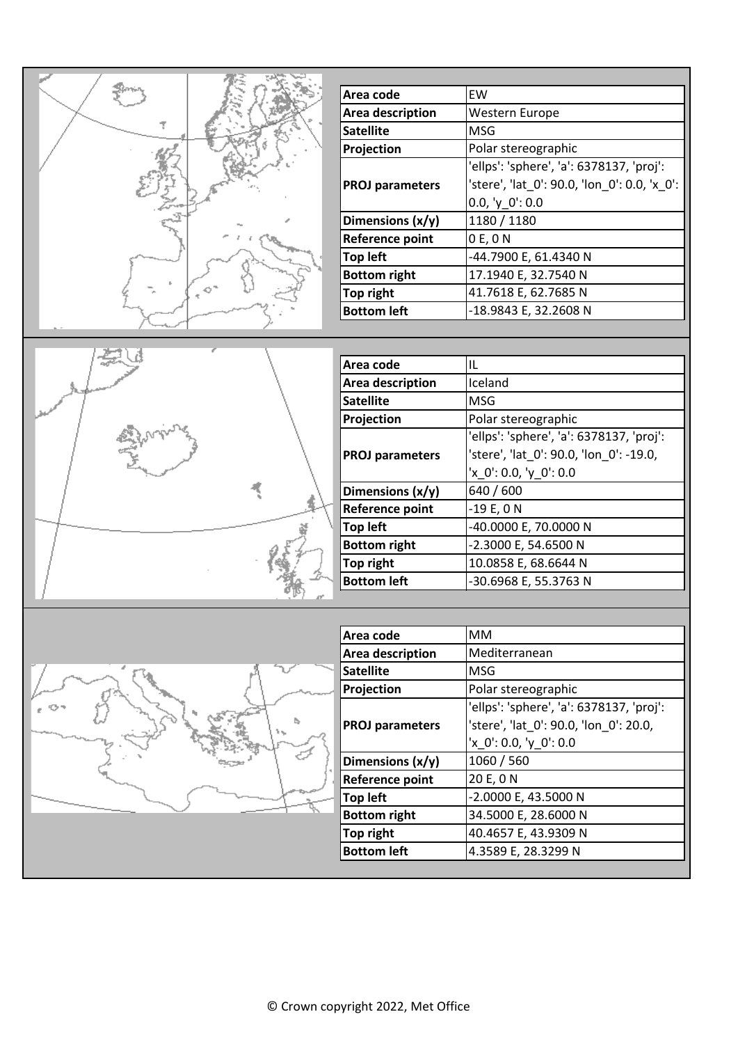| Area code | EW |
|---|---|
| Area description | Western Europe |
| Satellite | MSG |
| Projection | Polar stereographic |
| PROJ parameters | 'ellps': 'sphere', 'a': 6378137, 'proj': 'stere', 'lat_0': 90.0, 'lon_0': 0.0, 'x_0': 0.0, 'y_0': 0.0 |
| Dimensions (x/y) | 1180 / 1180 |
| Reference point | 0 E, 0 N |
| Top left | -44.7900 E, 61.4340 N |
| Bottom right | 17.1940 E, 32.7540 N |
| Top right | 41.7618 E, 62.7685 N |
| Bottom left | -18.9843 E, 32.2608 N |

| Area code | IL |
|---|---|
| Area description | Iceland |
| Satellite | MSG |
| Projection | Polar stereographic |
| PROJ parameters | 'ellps': 'sphere', 'a': 6378137, 'proj': 'stere', 'lat_0': 90.0, 'lon_0': -19.0, 'x_0': 0.0, 'y_0': 0.0 |
| Dimensions (x/y) | 640 / 600 |
| Reference point | -19 E, 0 N |
| Top left | -40.0000 E, 70.0000 N |
| Bottom right | -2.3000 E, 54.6500 N |
| Top right | 10.0858 E, 68.6644 N |
| Bottom left | -30.6968 E, 55.3763 N |

| Area code | MM |
|---|---|
| Area description | Mediterranean |
| Satellite | MSG |
| Projection | Polar stereographic |
| PROJ parameters | 'ellps': 'sphere', 'a': 6378137, 'proj': 'stere', 'lat_0': 90.0, 'lon_0': 20.0, 'x_0': 0.0, 'y_0': 0.0 |
| Dimensions (x/y) | 1060 / 560 |
| Reference point | 20 E, 0 N |
| Top left | -2.0000 E, 43.5000 N |
| Bottom right | 34.5000 E, 28.6000 N |
| Top right | 40.4657 E, 43.9309 N |
| Bottom left | 4.3589 E, 28.3299 N |

© Crown copyright 2022, Met Office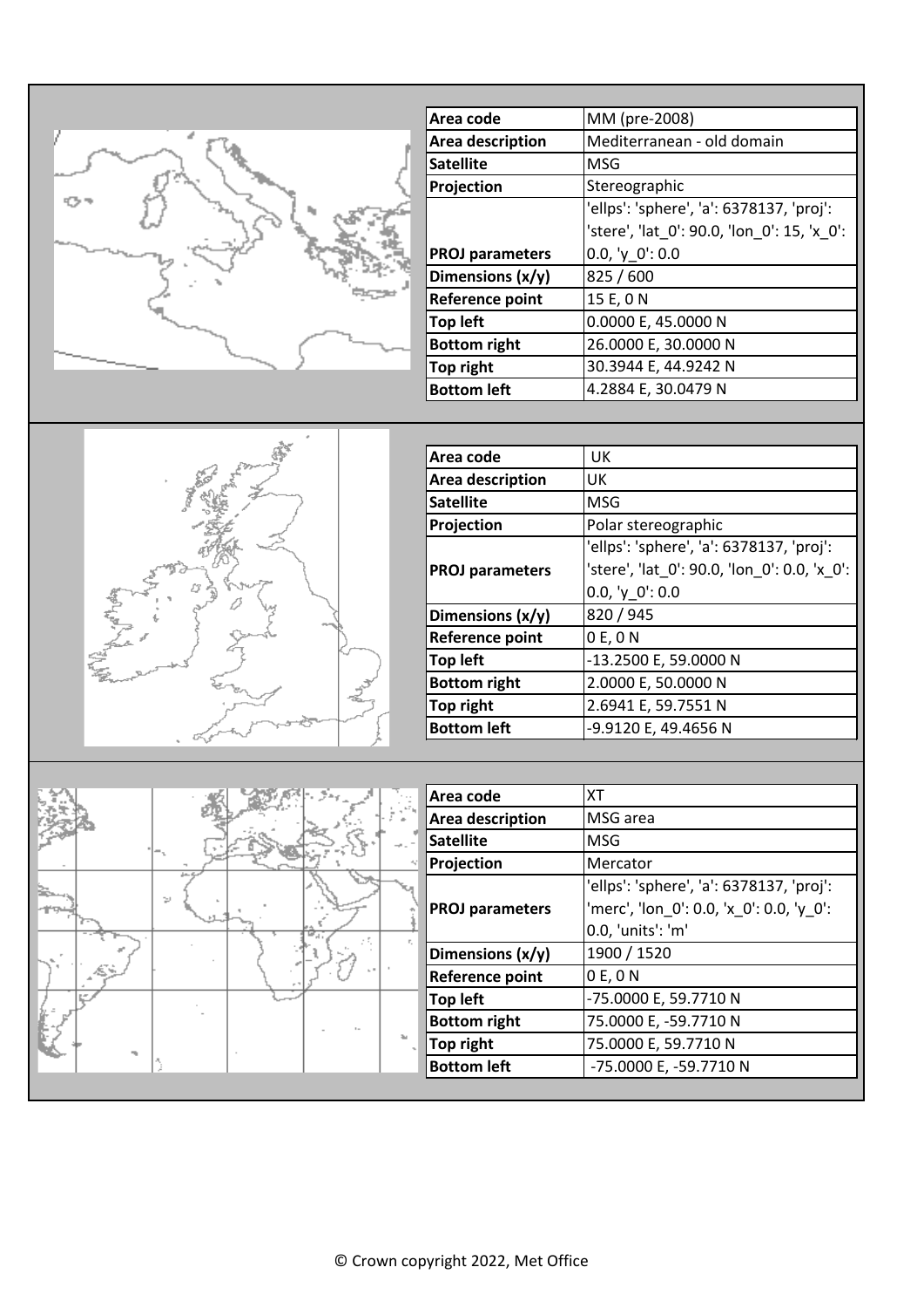| | |
|---|---|
| **Area code** | MM (pre-2008) |
| **Area description** | Mediterranean - old domain |
| **Satellite** | MSG |
| **Projection** | Stereographic |
| **PROJ parameters** | 'ellps': 'sphere', 'a': 6378137, 'proj': 'stere', 'lat_0': 90.0, 'lon_0': 15, 'x_0': 0.0, 'y_0': 0.0 |
| **Dimensions (x/y)** | 825 / 600 |
| **Reference point** | 15 E, 0 N |
| **Top left** | 0.0000 E, 45.0000 N |
| **Bottom right** | 26.0000 E, 30.0000 N |
| **Top right** | 30.3944 E, 44.9242 N |
| **Bottom left** | 4.2884 E, 30.0479 N |

| | |
|---|---|
| **Area code** | UK |
| **Area description** | UK |
| **Satellite** | MSG |
| **Projection** | Polar stereographic |
| **PROJ parameters** | 'ellps': 'sphere', 'a': 6378137, 'proj': 'stere', 'lat_0': 90.0, 'lon_0': 0.0, 'x_0': 0.0, 'y_0': 0.0 |
| **Dimensions (x/y)** | 820 / 945 |
| **Reference point** | 0 E, 0 N |
| **Top left** | -13.2500 E, 59.0000 N |
| **Bottom right** | 2.0000 E, 50.0000 N |
| **Top right** | 2.6941 E, 59.7551 N |
| **Bottom left** | -9.9120 E, 49.4656 N |

| | |
|---|---|
| **Area code** | XT |
| **Area description** | MSG area |
| **Satellite** | MSG |
| **Projection** | Mercator |
| **PROJ parameters** | 'ellps': 'sphere', 'a': 6378137, 'proj': 'merc', 'lon_0': 0.0, 'x_0': 0.0, 'y_0': 0.0, 'units': 'm' |
| **Dimensions (x/y)** | 1900 / 1520 |
| **Reference point** | 0 E, 0 N |
| **Top left** | -75.0000 E, 59.7710 N |
| **Bottom right** | 75.0000 E, -59.7710 N |
| **Top right** | 75.0000 E, 59.7710 N |
| **Bottom left** | -75.0000 E, -59.7710 N |

© Crown copyright 2022, Met Office